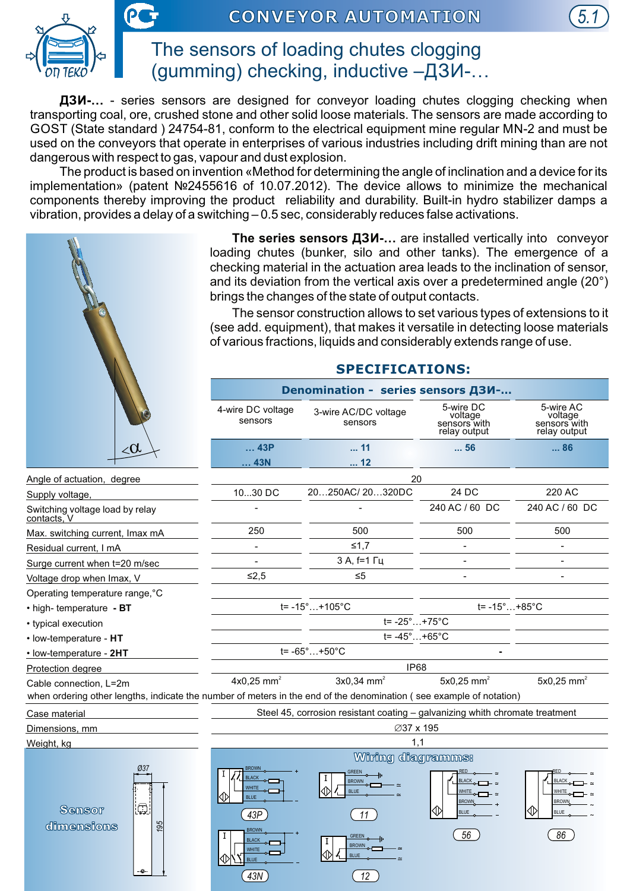# CONVEYOR AUTOMATION

## The sensors of loading chutes clogging (gumming) checking, inductive –ДЗИ-…

**ДЗИ-…** - series sensors are designed for conveyor loading chutes clogging checking when transporting coal, ore, crushed stone and other solid loose materials. The sensors are made according to GOST (State standard ) 24754-81, conform to the electrical equipment mine regular MN-2 and must be used on the conveyors that operate in enterprises of various industries including drift mining than are not dangerous with respect to gas, vapour and dust explosion.

The product is based on invention «Method for determining the angle of inclination and a device for its implementation» (patent №2455616 of 10.07.2012). The device allows to minimize the mechanical components thereby improving the product reliability and durability. Built-in hydro stabilizer damps a vibration, provides a delay of a switching – 0.5 sec, considerably reduces false activations.

**The series sensors ДЗИ-…** are installed vertically into conveyor loading chutes (bunker, silo and other tanks). The emergence of a checking material in the actuation area leads to the inclination of sensor, and its deviation from the vertical axis over a predetermined angle (20°) brings the changes of the state of output contacts.

The sensor construction allows to set various types of extensions to it (see add. equipment), that makes it versatile in detecting loose materials of various fractions, liquids and considerably extends range of use.

## SPECIFICATIONS:

| | Denomination - series sensors ДЗИ-… | | | |
|---|---|---|---|---|
| | 4-wire DC voltage sensors | 3-wire AC/DC voltage sensors | 5-wire DC voltage sensors with relay output | 5-wire AC voltage sensors with relay output |
| | … 43P / … 43N | … 11 / … 12 | … 56 | … 86 |
| Angle of actuation, degree | 20 | | | |
| Supply voltage, | 10...30 DC | 20…250AC/ 20…320DC | 24 DC | 220 AC |
| Switching voltage load by relay contacts, V | - | - | 240 AC / 60 DC | 240 AC / 60 DC |
| Max. switching current, Imax mA | 250 | 500 | 500 | 500 |
| Residual current, I mA | - | ≤1,7 | - | - |
| Surge current when t=20 m/sec | - | 3 A, f=1 Гц | - | - |
| Voltage drop when Imax, V | ≤2,5 | ≤5 | - | - |
| Operating temperature range,°C | | | | |
| • high- temperature - **BT** | t= -15°…+105°C | | t= -15°…+85°C | |
| • typical execution | t= -25°…+75°C | | | |
| • low-temperature - **HT** | t= -45°…+65°C | | | |
| • low-temperature - **2HT** | t= -65°…+50°C | | - | |
| Protection degree | IP68 | | | |
| Cable connection, L=2m | 4x0,25 mm² | 3x0,34 mm² | 5x0,25 mm² | 5x0,25 mm² |
| when ordering other lengths, indicate the number of meters in the end of the denomination ( see example of notation) | | | | |
| Case material | Steel 45, corrosion resistant coating – galvanizing whith chromate treatment | | | |
| Dimensions, mm | ∅37 x 195 | | | |
| Weight, kg | 1,1 | | | |

**Sensor dimensions**

Ø37
195

**Wiring diagramms:**

43P: BROWN +, BLACK, WHITE, BLUE –
43N: BROWN +, BLACK, WHITE, BLUE –
11: GREEN, BROWN ≈, BLUE ≈
12: GREEN, BROWN ≈, BLUE ≈
56: RED ≈, BLACK ≈, WHITE ≈, BROWN +, BLUE –
86: RED ≈, BLACK ≈, WHITE ≈, BROWN ~, BLUE ~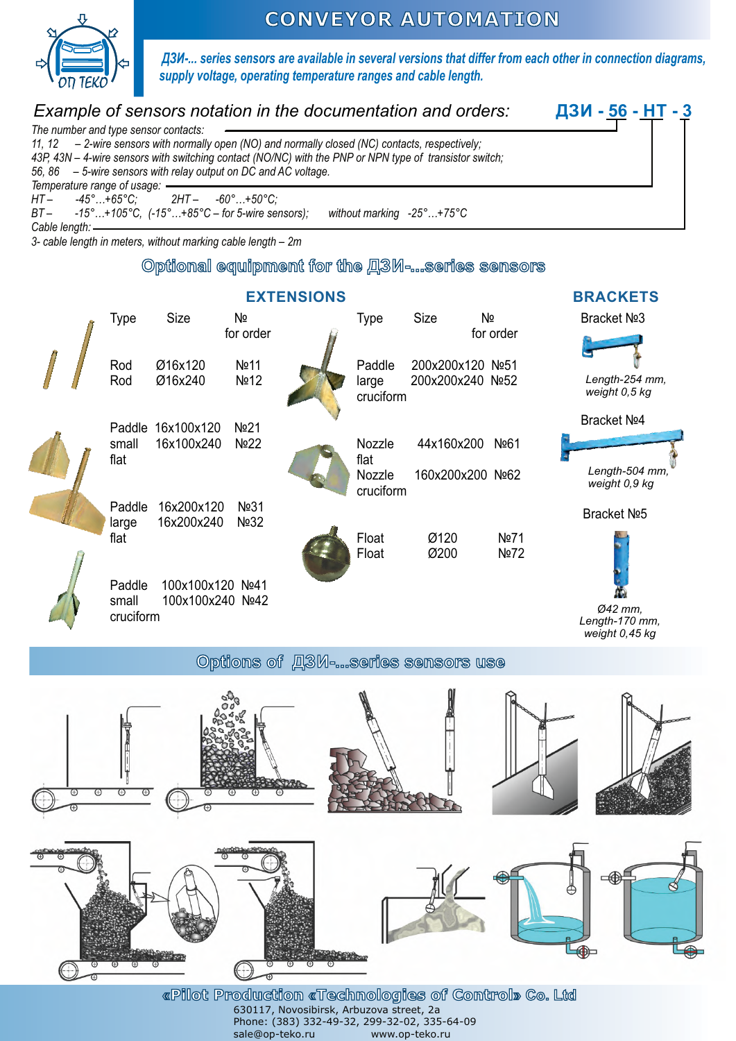# CONVEYOR AUTOMATION

*ДЗИ-... series sensors are available in several versions that differ from each other in connection diagrams, supply voltage, operating temperature ranges and cable length.*

## Example of sensors notation in the documentation and orders: ДЗИ - 56 - НТ - 3

*The number and type sensor contacts:*

*11, 12 – 2-wire sensors with normally open (NO) and normally closed (NC) contacts, respectively;*

*43P, 43N – 4-wire sensors with switching contact (NO/NC) with the PNP or NPN type of transistor switch;*

*56, 86 – 5-wire sensors with relay output on DC and AC voltage.*

*Temperature range of usage:*

*HT – -45°…+65°C; 2HT – -60°…+50°C;*

*BT – -15°…+105°C, (-15°…+85°C – for 5-wire sensors); without marking -25°…+75°C*

*Cable length:*

*3- cable length in meters, without marking cable length – 2m*

## Optional equipment for the ДЗИ-...series sensors

### EXTENSIONS

| Type | Size | № for order |
|---|---|---|
| Rod | Ø16x120 | №11 |
| Rod | Ø16x240 | №12 |
| Paddle small flat | 16x100x120 | №21 |
| | 16x100x240 | №22 |
| Paddle large flat | 16x200x120 | №31 |
| | 16x200x240 | №32 |
| Paddle small cruciform | 100x100x120 | №41 |
| | 100x100x240 | №42 |
| Paddle large cruciform | 200x200x120 | №51 |
| | 200x200x240 | №52 |
| Nozzle flat | 44x160x200 | №61 |
| Nozzle cruciform | 160x200x200 | №62 |
| Float | Ø120 | №71 |
| Float | Ø200 | №72 |

### BRACKETS

Bracket №3
*Length-254 mm, weight 0,5 kg*

Bracket №4
*Length-504 mm, weight 0,9 kg*

Bracket №5
*Ø42 mm, Length-170 mm, weight 0,45 kg*

## Options of ДЗИ-...series sensors use

**«Pilot Production «Technologies of Control» Co. Ltd**

630117, Novosibirsk, Arbuzova street, 2a
Phone: (383) 332-49-32, 299-32-02, 335-64-09
sale@op-teko.ru www.op-teko.ru